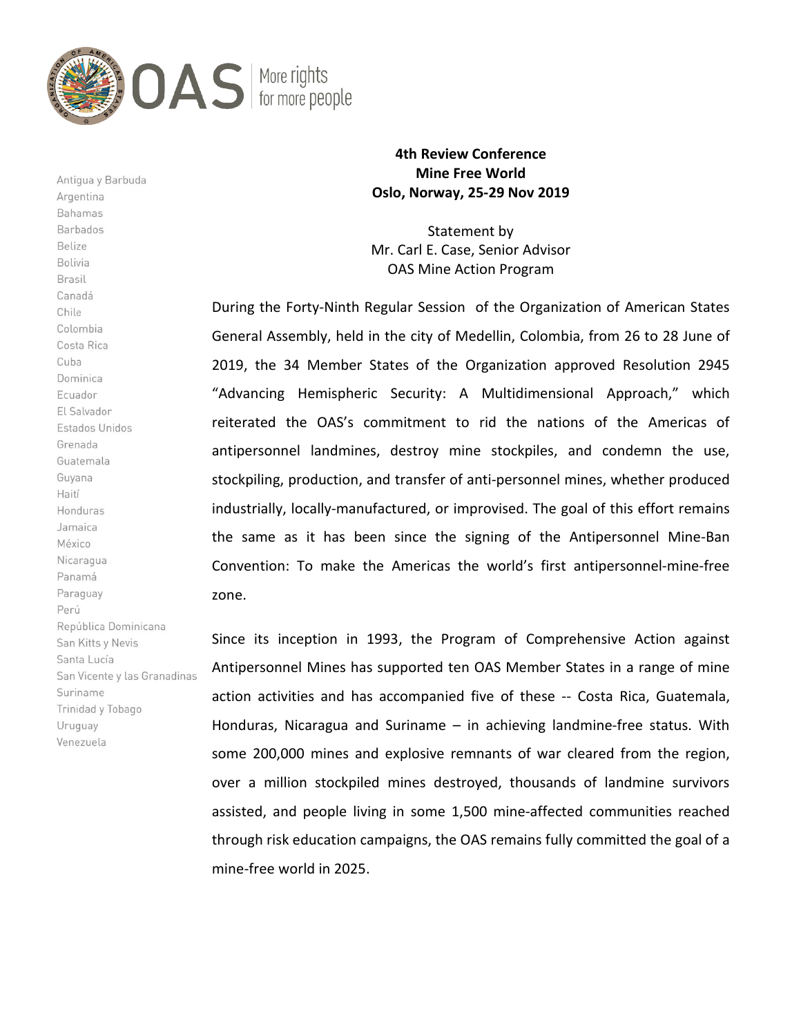OAS More rights for more people

Antigua y Barbuda
Argentina
Bahamas
Barbados
Belize
Bolivia
Brasil
Canadá
Chile
Colombia
Costa Rica
Cuba
Dominica
Ecuador
El Salvador
Estados Unidos
Grenada
Guatemala
Guyana
Haití
Honduras
Jamaica
México
Nicaragua
Panamá
Paraguay
Perú
República Dominicana
San Kitts y Nevis
Santa Lucía
San Vicente y las Granadinas
Suriname
Trinidad y Tobago
Uruguay
Venezuela

**4th Review Conference**
**Mine Free World**
**Oslo, Norway, 25-29 Nov 2019**

Statement by
Mr. Carl E. Case, Senior Advisor
OAS Mine Action Program

During the Forty-Ninth Regular Session of the Organization of American States General Assembly, held in the city of Medellin, Colombia, from 26 to 28 June of 2019, the 34 Member States of the Organization approved Resolution 2945 "Advancing Hemispheric Security: A Multidimensional Approach," which reiterated the OAS's commitment to rid the nations of the Americas of antipersonnel landmines, destroy mine stockpiles, and condemn the use, stockpiling, production, and transfer of anti-personnel mines, whether produced industrially, locally-manufactured, or improvised. The goal of this effort remains the same as it has been since the signing of the Antipersonnel Mine-Ban Convention: To make the Americas the world's first antipersonnel-mine-free zone.

Since its inception in 1993, the Program of Comprehensive Action against Antipersonnel Mines has supported ten OAS Member States in a range of mine action activities and has accompanied five of these -- Costa Rica, Guatemala, Honduras, Nicaragua and Suriname – in achieving landmine-free status. With some 200,000 mines and explosive remnants of war cleared from the region, over a million stockpiled mines destroyed, thousands of landmine survivors assisted, and people living in some 1,500 mine-affected communities reached through risk education campaigns, the OAS remains fully committed the goal of a mine-free world in 2025.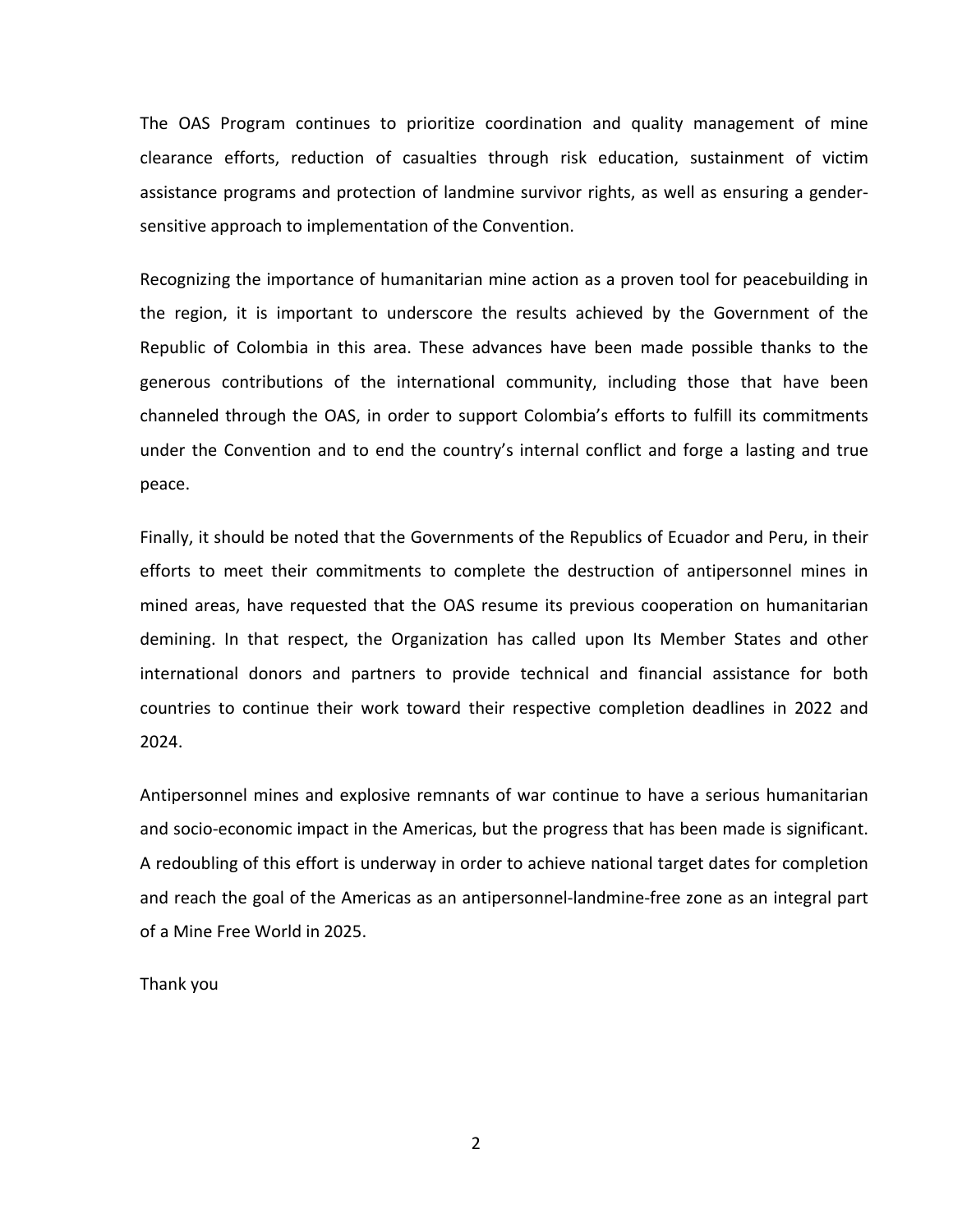The OAS Program continues to prioritize coordination and quality management of mine clearance efforts, reduction of casualties through risk education, sustainment of victim assistance programs and protection of landmine survivor rights, as well as ensuring a gender-sensitive approach to implementation of the Convention.

Recognizing the importance of humanitarian mine action as a proven tool for peacebuilding in the region, it is important to underscore the results achieved by the Government of the Republic of Colombia in this area. These advances have been made possible thanks to the generous contributions of the international community, including those that have been channeled through the OAS, in order to support Colombia's efforts to fulfill its commitments under the Convention and to end the country's internal conflict and forge a lasting and true peace.

Finally, it should be noted that the Governments of the Republics of Ecuador and Peru, in their efforts to meet their commitments to complete the destruction of antipersonnel mines in mined areas, have requested that the OAS resume its previous cooperation on humanitarian demining. In that respect, the Organization has called upon Its Member States and other international donors and partners to provide technical and financial assistance for both countries to continue their work toward their respective completion deadlines in 2022 and 2024.

Antipersonnel mines and explosive remnants of war continue to have a serious humanitarian and socio-economic impact in the Americas, but the progress that has been made is significant. A redoubling of this effort is underway in order to achieve national target dates for completion and reach the goal of the Americas as an antipersonnel-landmine-free zone as an integral part of a Mine Free World in 2025.

Thank you